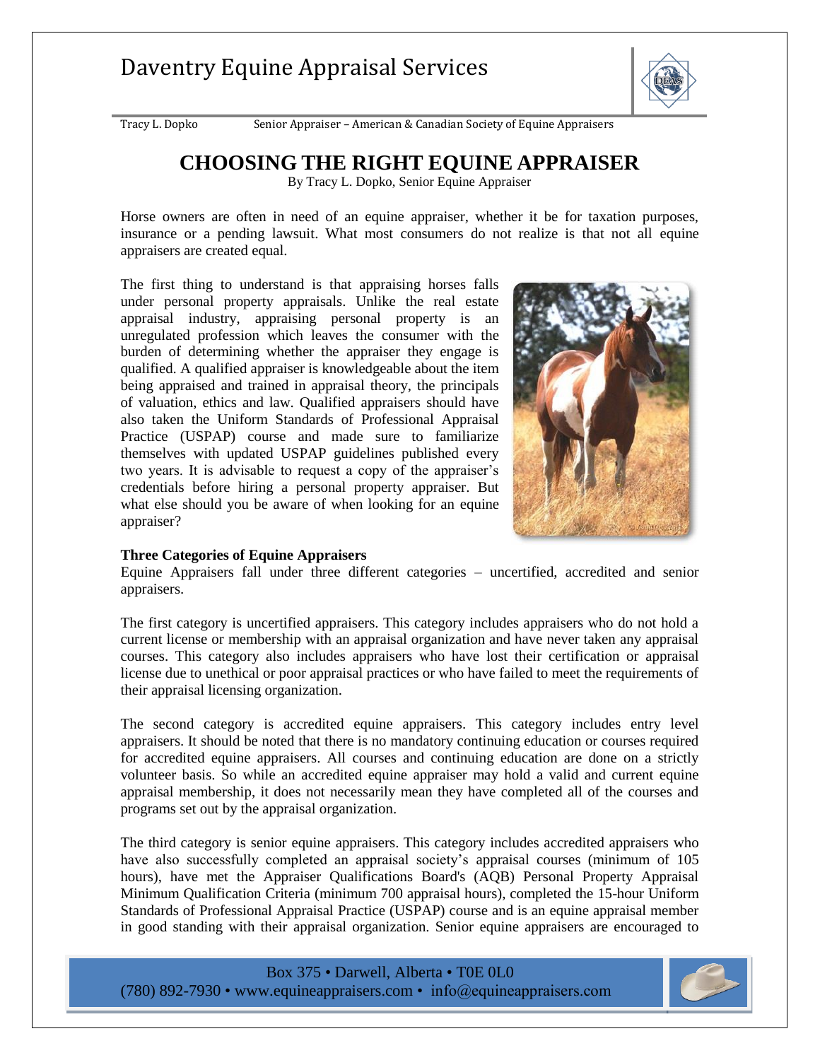# Daventry Equine Appraisal Services

Tracy L. Dopko Senior Appraiser – American & Canadian Society of Equine Appraisers

## CHOOSING THE RIGHT EQUINE APPRAISER

By Tracy L. Dopko, Senior Equine Appraiser

Horse owners are often in need of an equine appraiser, whether it be for taxation purposes, insurance or a pending lawsuit. What most consumers do not realize is that not all equine appraisers are created equal.

The first thing to understand is that appraising horses falls under personal property appraisals. Unlike the real estate appraisal industry, appraising personal property is an unregulated profession which leaves the consumer with the burden of determining whether the appraiser they engage is qualified. A qualified appraiser is knowledgeable about the item being appraised and trained in appraisal theory, the principals of valuation, ethics and law. Qualified appraisers should have also taken the Uniform Standards of Professional Appraisal Practice (USPAP) course and made sure to familiarize themselves with updated USPAP guidelines published every two years. It is advisable to request a copy of the appraiser's credentials before hiring a personal property appraiser. But what else should you be aware of when looking for an equine appraiser?

**Three Categories of Equine Appraisers**

Equine Appraisers fall under three different categories – uncertified, accredited and senior appraisers.

The first category is uncertified appraisers. This category includes appraisers who do not hold a current license or membership with an appraisal organization and have never taken any appraisal courses. This category also includes appraisers who have lost their certification or appraisal license due to unethical or poor appraisal practices or who have failed to meet the requirements of their appraisal licensing organization.

The second category is accredited equine appraisers. This category includes entry level appraisers. It should be noted that there is no mandatory continuing education or courses required for accredited equine appraisers. All courses and continuing education are done on a strictly volunteer basis. So while an accredited equine appraiser may hold a valid and current equine appraisal membership, it does not necessarily mean they have completed all of the courses and programs set out by the appraisal organization.

The third category is senior equine appraisers. This category includes accredited appraisers who have also successfully completed an appraisal society's appraisal courses (minimum of 105 hours), have met the Appraiser Qualifications Board's (AQB) Personal Property Appraisal Minimum Qualification Criteria (minimum 700 appraisal hours), completed the 15-hour Uniform Standards of Professional Appraisal Practice (USPAP) course and is an equine appraisal member in good standing with their appraisal organization. Senior equine appraisers are encouraged to

Box 375 • Darwell, Alberta • T0E 0L0
(780) 892-7930 • www.equineappraisers.com • info@equineappraisers.com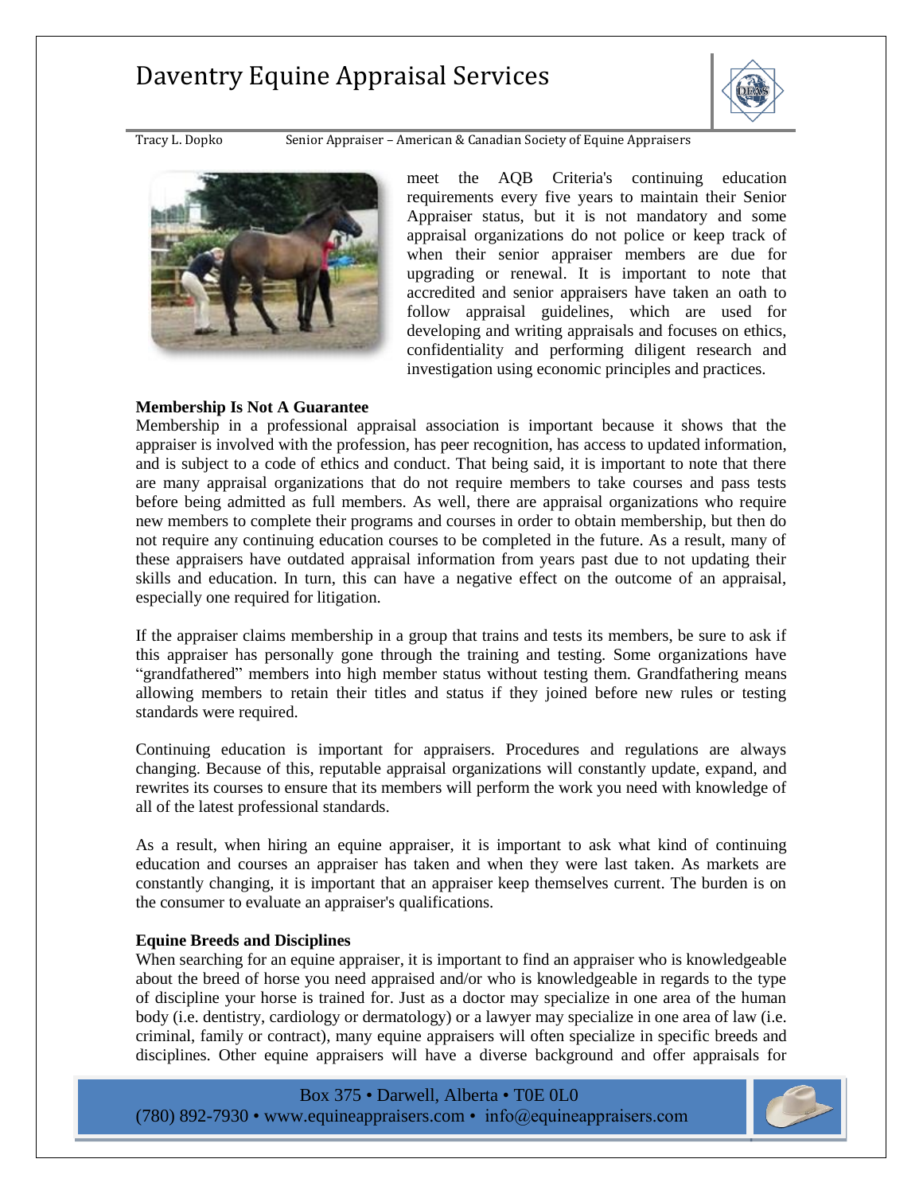meet the AQB Criteria's continuing education requirements every five years to maintain their Senior Appraiser status, but it is not mandatory and some appraisal organizations do not police or keep track of when their senior appraiser members are due for upgrading or renewal. It is important to note that accredited and senior appraisers have taken an oath to follow appraisal guidelines, which are used for developing and writing appraisals and focuses on ethics, confidentiality and performing diligent research and investigation using economic principles and practices.

**Membership Is Not A Guarantee**

Membership in a professional appraisal association is important because it shows that the appraiser is involved with the profession, has peer recognition, has access to updated information, and is subject to a code of ethics and conduct. That being said, it is important to note that there are many appraisal organizations that do not require members to take courses and pass tests before being admitted as full members. As well, there are appraisal organizations who require new members to complete their programs and courses in order to obtain membership, but then do not require any continuing education courses to be completed in the future. As a result, many of these appraisers have outdated appraisal information from years past due to not updating their skills and education. In turn, this can have a negative effect on the outcome of an appraisal, especially one required for litigation.

If the appraiser claims membership in a group that trains and tests its members, be sure to ask if this appraiser has personally gone through the training and testing. Some organizations have "grandfathered" members into high member status without testing them. Grandfathering means allowing members to retain their titles and status if they joined before new rules or testing standards were required.

Continuing education is important for appraisers. Procedures and regulations are always changing. Because of this, reputable appraisal organizations will constantly update, expand, and rewrites its courses to ensure that its members will perform the work you need with knowledge of all of the latest professional standards.

As a result, when hiring an equine appraiser, it is important to ask what kind of continuing education and courses an appraiser has taken and when they were last taken. As markets are constantly changing, it is important that an appraiser keep themselves current. The burden is on the consumer to evaluate an appraiser's qualifications.

**Equine Breeds and Disciplines**

When searching for an equine appraiser, it is important to find an appraiser who is knowledgeable about the breed of horse you need appraised and/or who is knowledgeable in regards to the type of discipline your horse is trained for. Just as a doctor may specialize in one area of the human body (i.e. dentistry, cardiology or dermatology) or a lawyer may specialize in one area of law (i.e. criminal, family or contract), many equine appraisers will often specialize in specific breeds and disciplines. Other equine appraisers will have a diverse background and offer appraisals for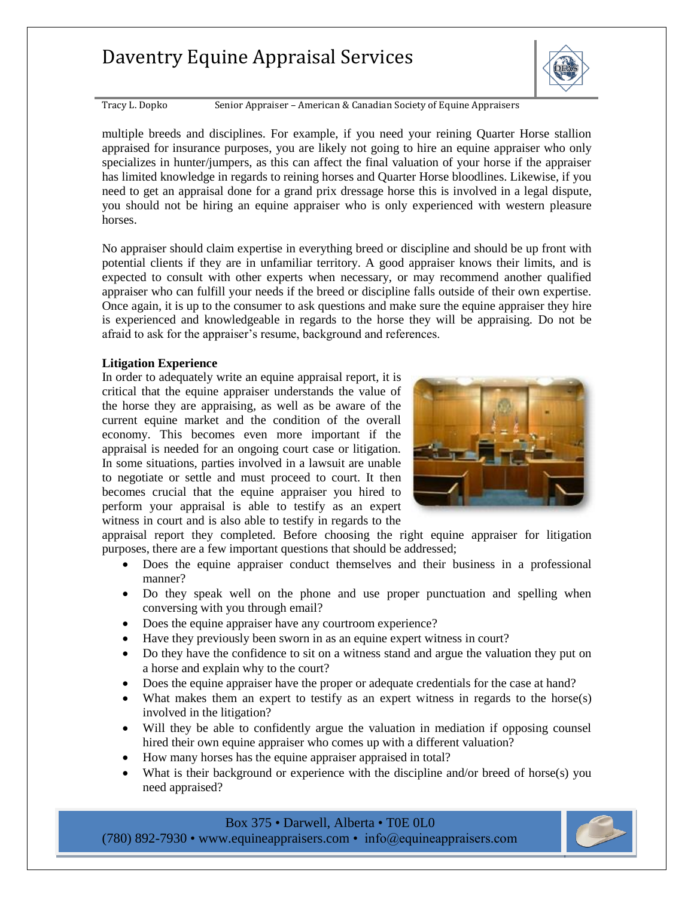multiple breeds and disciplines. For example, if you need your reining Quarter Horse stallion appraised for insurance purposes, you are likely not going to hire an equine appraiser who only specializes in hunter/jumpers, as this can affect the final valuation of your horse if the appraiser has limited knowledge in regards to reining horses and Quarter Horse bloodlines. Likewise, if you need to get an appraisal done for a grand prix dressage horse this is involved in a legal dispute, you should not be hiring an equine appraiser who is only experienced with western pleasure horses.

No appraiser should claim expertise in everything breed or discipline and should be up front with potential clients if they are in unfamiliar territory. A good appraiser knows their limits, and is expected to consult with other experts when necessary, or may recommend another qualified appraiser who can fulfill your needs if the breed or discipline falls outside of their own expertise. Once again, it is up to the consumer to ask questions and make sure the equine appraiser they hire is experienced and knowledgeable in regards to the horse they will be appraising. Do not be afraid to ask for the appraiser's resume, background and references.

**Litigation Experience**

In order to adequately write an equine appraisal report, it is critical that the equine appraiser understands the value of the horse they are appraising, as well as be aware of the current equine market and the condition of the overall economy. This becomes even more important if the appraisal is needed for an ongoing court case or litigation. In some situations, parties involved in a lawsuit are unable to negotiate or settle and must proceed to court. It then becomes crucial that the equine appraiser you hired to perform your appraisal is able to testify as an expert witness in court and is also able to testify in regards to the appraisal report they completed. Before choosing the right equine appraiser for litigation purposes, there are a few important questions that should be addressed;

- Does the equine appraiser conduct themselves and their business in a professional manner?
- Do they speak well on the phone and use proper punctuation and spelling when conversing with you through email?
- Does the equine appraiser have any courtroom experience?
- Have they previously been sworn in as an equine expert witness in court?
- Do they have the confidence to sit on a witness stand and argue the valuation they put on a horse and explain why to the court?
- Does the equine appraiser have the proper or adequate credentials for the case at hand?
- What makes them an expert to testify as an expert witness in regards to the horse(s) involved in the litigation?
- Will they be able to confidently argue the valuation in mediation if opposing counsel hired their own equine appraiser who comes up with a different valuation?
- How many horses has the equine appraiser appraised in total?
- What is their background or experience with the discipline and/or breed of horse(s) you need appraised?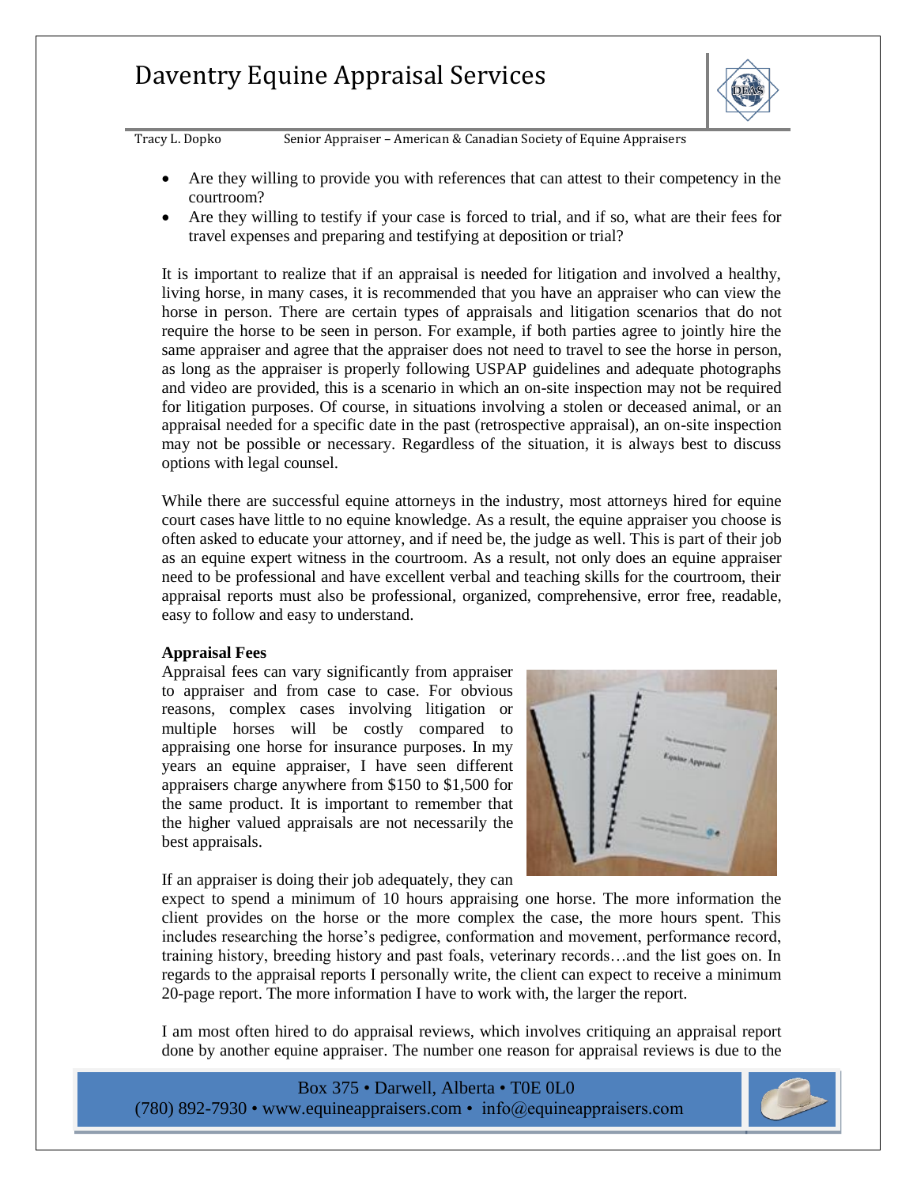- Are they willing to provide you with references that can attest to their competency in the courtroom?
- Are they willing to testify if your case is forced to trial, and if so, what are their fees for travel expenses and preparing and testifying at deposition or trial?

It is important to realize that if an appraisal is needed for litigation and involved a healthy, living horse, in many cases, it is recommended that you have an appraiser who can view the horse in person. There are certain types of appraisals and litigation scenarios that do not require the horse to be seen in person. For example, if both parties agree to jointly hire the same appraiser and agree that the appraiser does not need to travel to see the horse in person, as long as the appraiser is properly following USPAP guidelines and adequate photographs and video are provided, this is a scenario in which an on-site inspection may not be required for litigation purposes. Of course, in situations involving a stolen or deceased animal, or an appraisal needed for a specific date in the past (retrospective appraisal), an on-site inspection may not be possible or necessary. Regardless of the situation, it is always best to discuss options with legal counsel.

While there are successful equine attorneys in the industry, most attorneys hired for equine court cases have little to no equine knowledge. As a result, the equine appraiser you choose is often asked to educate your attorney, and if need be, the judge as well. This is part of their job as an equine expert witness in the courtroom. As a result, not only does an equine appraiser need to be professional and have excellent verbal and teaching skills for the courtroom, their appraisal reports must also be professional, organized, comprehensive, error free, readable, easy to follow and easy to understand.

**Appraisal Fees**

Appraisal fees can vary significantly from appraiser to appraiser and from case to case. For obvious reasons, complex cases involving litigation or multiple horses will be costly compared to appraising one horse for insurance purposes. In my years an equine appraiser, I have seen different appraisers charge anywhere from $150 to $1,500 for the same product. It is important to remember that the higher valued appraisals are not necessarily the best appraisals.

If an appraiser is doing their job adequately, they can expect to spend a minimum of 10 hours appraising one horse. The more information the client provides on the horse or the more complex the case, the more hours spent. This includes researching the horse's pedigree, conformation and movement, performance record, training history, breeding history and past foals, veterinary records…and the list goes on. In regards to the appraisal reports I personally write, the client can expect to receive a minimum 20-page report. The more information I have to work with, the larger the report.

I am most often hired to do appraisal reviews, which involves critiquing an appraisal report done by another equine appraiser. The number one reason for appraisal reviews is due to the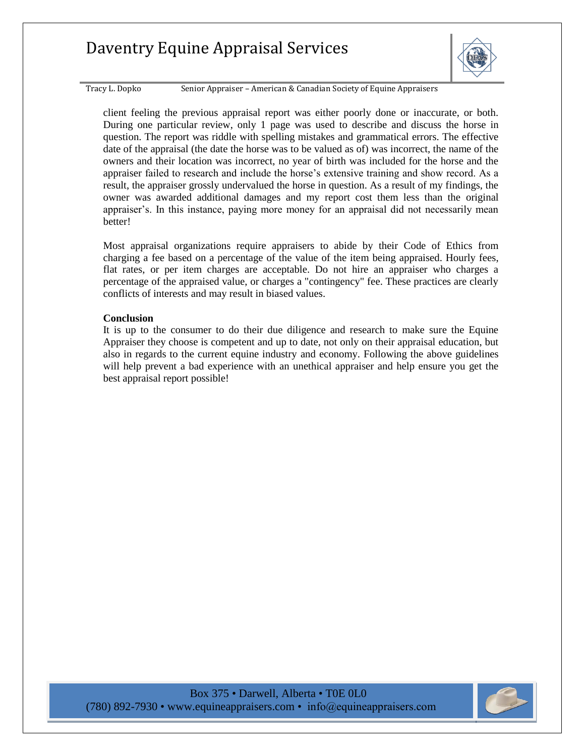client feeling the previous appraisal report was either poorly done or inaccurate, or both. During one particular review, only 1 page was used to describe and discuss the horse in question. The report was riddle with spelling mistakes and grammatical errors. The effective date of the appraisal (the date the horse was to be valued as of) was incorrect, the name of the owners and their location was incorrect, no year of birth was included for the horse and the appraiser failed to research and include the horse's extensive training and show record. As a result, the appraiser grossly undervalued the horse in question. As a result of my findings, the owner was awarded additional damages and my report cost them less than the original appraiser's. In this instance, paying more money for an appraisal did not necessarily mean better!

Most appraisal organizations require appraisers to abide by their Code of Ethics from charging a fee based on a percentage of the value of the item being appraised. Hourly fees, flat rates, or per item charges are acceptable. Do not hire an appraiser who charges a percentage of the appraised value, or charges a "contingency" fee. These practices are clearly conflicts of interests and may result in biased values.

**Conclusion**

It is up to the consumer to do their due diligence and research to make sure the Equine Appraiser they choose is competent and up to date, not only on their appraisal education, but also in regards to the current equine industry and economy. Following the above guidelines will help prevent a bad experience with an unethical appraiser and help ensure you get the best appraisal report possible!